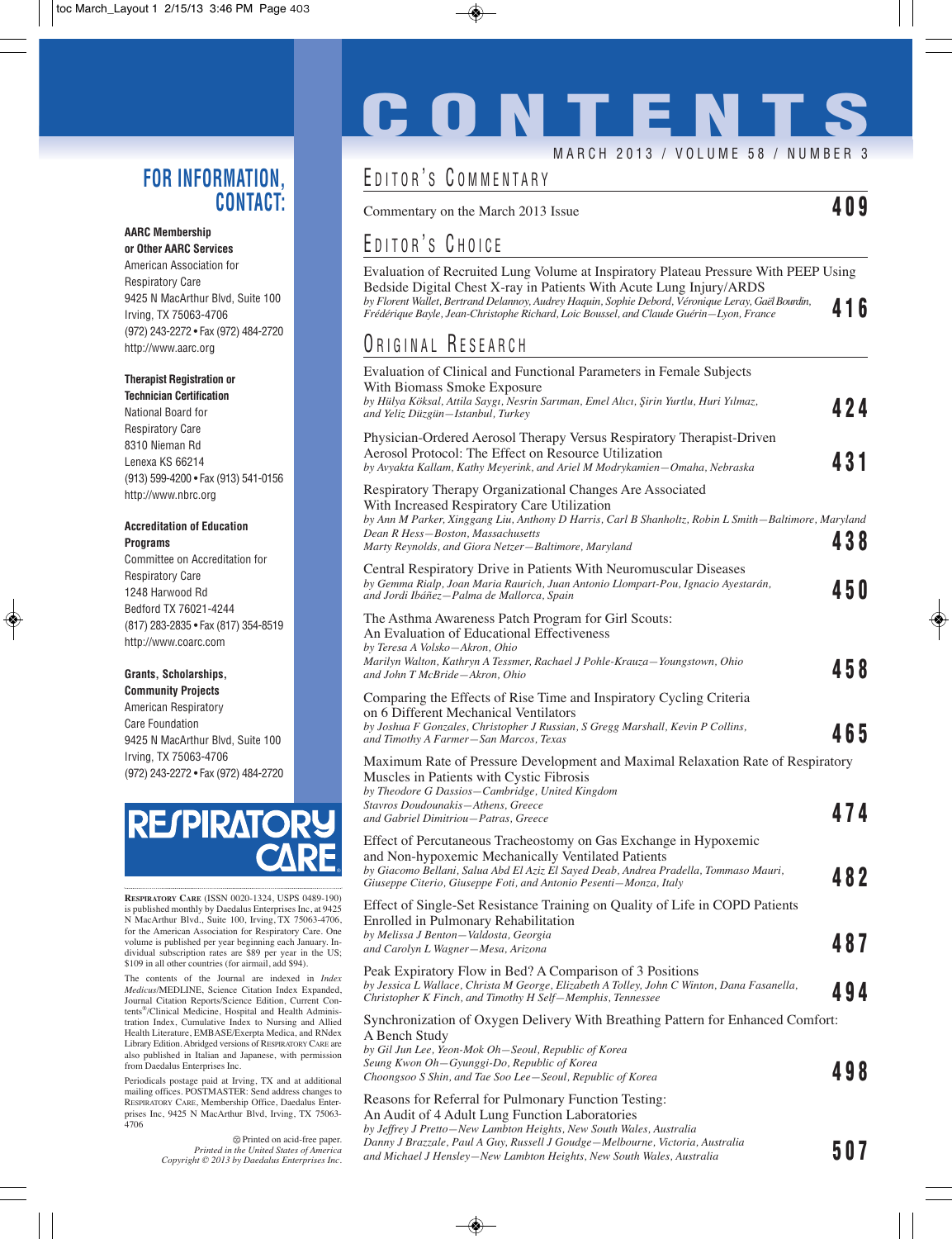# CONTENTS

MARCH 2013 / VOLUME 58 / NUMBER 3

## EDITOR'S COMMENTARY

Commentary on the March 2013 Issue **409**

## EDITOR'S CHOICE

Evaluation of Recruited Lung Volume at Inspiratory Plateau Pressure With PEEP Using Bedside Digital Chest X-ray in Patients With Acute Lung Injury/ARDS
*by Florent Wallet, Bertrand Delannoy, Audrey Haquin, Sophie Debord, Véronique Leray, Gaël Bourdin, Frédérique Bayle, Jean-Christophe Richard, Loic Boussel, and Claude Guérin—Lyon, France* **416**

## ORIGINAL RESEARCH

Evaluation of Clinical and Functional Parameters in Female Subjects With Biomass Smoke Exposure
*by Hülya Köksal, Attila Saygı, Nesrin Sarıman, Emel Alıcı, Şirin Yurtlu, Huri Yılmaz, and Yeliz Düzgün—Istanbul, Turkey* **424**

Physician-Ordered Aerosol Therapy Versus Respiratory Therapist-Driven Aerosol Protocol: The Effect on Resource Utilization
*by Avyakta Kallam, Kathy Meyerink, and Ariel M Modrykamien—Omaha, Nebraska* **431**

Respiratory Therapy Organizational Changes Are Associated With Increased Respiratory Care Utilization
*by Ann M Parker, Xinggang Liu, Anthony D Harris, Carl B Shanholtz, Robin L Smith—Baltimore, Maryland*
*Dean R Hess—Boston, Massachusetts*
*Marty Reynolds, and Giora Netzer—Baltimore, Maryland* **438**

Central Respiratory Drive in Patients With Neuromuscular Diseases
*by Gemma Rialp, Joan Maria Raurich, Juan Antonio Llompart-Pou, Ignacio Ayestarán, and Jordi Ibáñez—Palma de Mallorca, Spain* **450**

The Asthma Awareness Patch Program for Girl Scouts: An Evaluation of Educational Effectiveness
*by Teresa A Volsko—Akron, Ohio*
*Marilyn Walton, Kathryn A Tessmer, Rachael J Pohle-Krauza—Youngstown, Ohio*
*and John T McBride—Akron, Ohio* **458**

Comparing the Effects of Rise Time and Inspiratory Cycling Criteria on 6 Different Mechanical Ventilators
*by Joshua F Gonzales, Christopher J Russian, S Gregg Marshall, Kevin P Collins, and Timothy A Farmer—San Marcos, Texas* **465**

Maximum Rate of Pressure Development and Maximal Relaxation Rate of Respiratory Muscles in Patients with Cystic Fibrosis
*by Theodore G Dassios—Cambridge, United Kingdom*
*Stavros Doudounakis—Athens, Greece*
*and Gabriel Dimitriou—Patras, Greece* **474**

Effect of Percutaneous Tracheostomy on Gas Exchange in Hypoxemic and Non-hypoxemic Mechanically Ventilated Patients
*by Giacomo Bellani, Salua Abd El Aziz El Sayed Deab, Andrea Pradella, Tommaso Mauri, Giuseppe Citerio, Giuseppe Foti, and Antonio Pesenti—Monza, Italy* **482**

Effect of Single-Set Resistance Training on Quality of Life in COPD Patients Enrolled in Pulmonary Rehabilitation
*by Melissa J Benton—Valdosta, Georgia*
*and Carolyn L Wagner—Mesa, Arizona* **487**

Peak Expiratory Flow in Bed? A Comparison of 3 Positions
*by Jessica L Wallace, Christa M George, Elizabeth A Tolley, John C Winton, Dana Fasanella, Christopher K Finch, and Timothy H Self—Memphis, Tennessee* **494**

Synchronization of Oxygen Delivery With Breathing Pattern for Enhanced Comfort: A Bench Study
*by Gil Jun Lee, Yeon-Mok Oh—Seoul, Republic of Korea*
*Seung Kwon Oh—Gyunggi-Do, Republic of Korea*
*Choongsoo S Shin, and Tae Soo Lee—Seoul, Republic of Korea* **498**

Reasons for Referral for Pulmonary Function Testing: An Audit of 4 Adult Lung Function Laboratories
*by Jeffrey J Pretto—New Lambton Heights, New South Wales, Australia*
*Danny J Brazzale, Paul A Guy, Russell J Goudge—Melbourne, Victoria, Australia*
*and Michael J Hensley—New Lambton Heights, New South Wales, Australia* **507**

## FOR INFORMATION, CONTACT:

**AARC Membership or Other AARC Services**
American Association for Respiratory Care
9425 N MacArthur Blvd, Suite 100
Irving, TX 75063-4706
(972) 243-2272 • Fax (972) 484-2720
http://www.aarc.org

**Therapist Registration or Technician Certification**
National Board for Respiratory Care
8310 Nieman Rd
Lenexa KS 66214
(913) 599-4200 • Fax (913) 541-0156
http://www.nbrc.org

**Accreditation of Education Programs**
Committee on Accreditation for Respiratory Care
1248 Harwood Rd
Bedford TX 76021-4244
(817) 283-2835 • Fax (817) 354-8519
http://www.coarc.com

**Grants, Scholarships, Community Projects**
American Respiratory Care Foundation
9425 N MacArthur Blvd, Suite 100
Irving, TX 75063-4706
(972) 243-2272 • Fax (972) 484-2720

RESPIRATORY CARE

RESPIRATORY CARE (ISSN 0020-1324, USPS 0489-190) is published monthly by Daedalus Enterprises Inc, at 9425 N MacArthur Blvd., Suite 100, Irving, TX 75063-4706, for the American Association for Respiratory Care. One volume is published per year beginning each January. Individual subscription rates are $89 per year in the US; $109 in all other countries (for airmail, add $94).

The contents of the Journal are indexed in *Index Medicus*/MEDLINE, Science Citation Index Expanded, Journal Citation Reports/Science Edition, Current Contents®/Clinical Medicine, Hospital and Health Administration Index, Cumulative Index to Nursing and Allied Health Literature, EMBASE/Exerpta Medica, and RNdex Library Edition. Abridged versions of RESPIRATORY CARE are also published in Italian and Japanese, with permission from Daedalus Enterprises Inc.

Periodicals postage paid at Irving, TX and at additional mailing offices. POSTMASTER: Send address changes to RESPIRATORY CARE, Membership Office, Daedalus Enterprises Inc, 9425 N MacArthur Blvd, Irving, TX 75063-4706

Printed on acid-free paper.
*Printed in the United States of America*
*Copyright © 2013 by Daedalus Enterprises Inc.*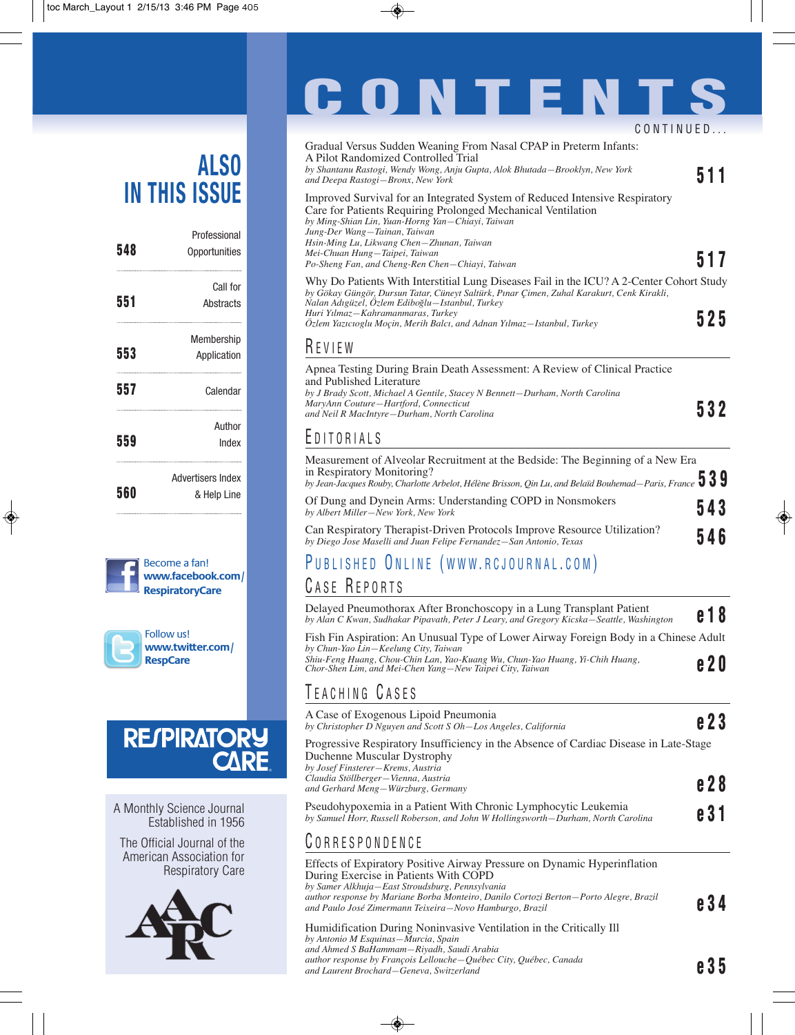# CONTENTS

CONTINUED...

Gradual Versus Sudden Weaning From Nasal CPAP in Preterm Infants: A Pilot Randomized Controlled Trial
*by Shantanu Rastogi, Wendy Wong, Anju Gupta, Alok Bhutada—Brooklyn, New York and Deepa Rastogi—Bronx, New York* **511**

Improved Survival for an Integrated System of Reduced Intensive Respiratory Care for Patients Requiring Prolonged Mechanical Ventilation
*by Ming-Shian Lin, Yuan-Horng Yan—Chiayi, Taiwan*
*Jung-Der Wang—Tainan, Taiwan*
*Hsin-Ming Lu, Likwang Chen—Zhunan, Taiwan*
*Mei-Chuan Hung—Taipei, Taiwan*
*Po-Sheng Fan, and Cheng-Ren Chen—Chiayi, Taiwan* **517**

Why Do Patients With Interstitial Lung Diseases Fail in the ICU? A 2-Center Cohort Study
*by Gökay Güngör, Dursun Tatar, Cüneyt Saltürk, Pınar Çimen, Zuhal Karakurt, Cenk Kirakli, Nalan Adıgüzel, Özlem Ediboğlu—Istanbul, Turkey*
*Huri Yılmaz—Kahramanmaras, Turkey*
*Özlem Yazıcıoglu Moçin, Merih Balcı, and Adnan Yılmaz—Istanbul, Turkey* **525**

## Review

Apnea Testing During Brain Death Assessment: A Review of Clinical Practice and Published Literature
*by J Brady Scott, Michael A Gentile, Stacey N Bennett—Durham, North Carolina*
*MaryAnn Couture—Hartford, Connecticut*
*and Neil R MacIntyre—Durham, North Carolina* **532**

## Editorials

Measurement of Alveolar Recruitment at the Bedside: The Beginning of a New Era in Respiratory Monitoring?
*by Jean-Jacques Rouby, Charlotte Arbelot, Hélène Brisson, Qin Lu, and Belaïd Bouhemad—Paris, France* **539**

Of Dung and Dynein Arms: Understanding COPD in Nonsmokers
*by Albert Miller—New York, New York* **543**

Can Respiratory Therapist-Driven Protocols Improve Resource Utilization?
*by Diego Jose Maselli and Juan Felipe Fernandez—San Antonio, Texas* **546**

## Published Online (www.rcjournal.com)

## Case Reports

Delayed Pneumothorax After Bronchoscopy in a Lung Transplant Patient
*by Alan C Kwan, Sudhakar Pipavath, Peter J Leary, and Gregory Kicska—Seattle, Washington* **e18**

Fish Fin Aspiration: An Unusual Type of Lower Airway Foreign Body in a Chinese Adult
*by Chun-Yao Lin—Keelung City, Taiwan*
*Shiu-Feng Huang, Chou-Chin Lan, Yao-Kuang Wu, Chun-Yao Huang, Yi-Chih Huang, Chor-Shen Lim, and Mei-Chen Yang—New Taipei City, Taiwan* **e20**

## Teaching Cases

A Case of Exogenous Lipoid Pneumonia
*by Christopher D Nguyen and Scott S Oh—Los Angeles, California* **e23**

Progressive Respiratory Insufficiency in the Absence of Cardiac Disease in Late-Stage Duchenne Muscular Dystrophy
*by Josef Finsterer—Krems, Austria*
*Claudia Stöllberger—Vienna, Austria*
*and Gerhard Meng—Würzburg, Germany* **e28**

Pseudohypoxemia in a Patient With Chronic Lymphocytic Leukemia
*by Samuel Horr, Russell Roberson, and John W Hollingsworth—Durham, North Carolina* **e31**

## Correspondence

Effects of Expiratory Positive Airway Pressure on Dynamic Hyperinflation During Exercise in Patients With COPD
*by Samer Alkhuja—East Stroudsburg, Pennsylvania*
*author response by Mariane Borba Monteiro, Danilo Cortozi Berton—Porto Alegre, Brazil and Paulo José Zimermann Teixeira—Novo Hamburgo, Brazil* **e34**

Humidification During Noninvasive Ventilation in the Critically Ill
*by Antonio M Esquinas—Murcia, Spain*
*and Ahmed S BaHammam—Riyadh, Saudi Arabia*
*author response by François Lellouche—Québec City, Québec, Canada*
*and Laurent Brochard—Geneva, Switzerland* **e35**

## ALSO IN THIS ISSUE

- 548 Professional Opportunities
- 551 Call for Abstracts
- 553 Membership Application
- 557 Calendar
- 559 Author Index
- 560 Advertisers Index & Help Line

Become a fan! www.facebook.com/RespiratoryCare

Follow us! www.twitter.com/RespCare

RESPIRATORY CARE

A Monthly Science Journal Established in 1956

The Official Journal of the American Association for Respiratory Care

AARC